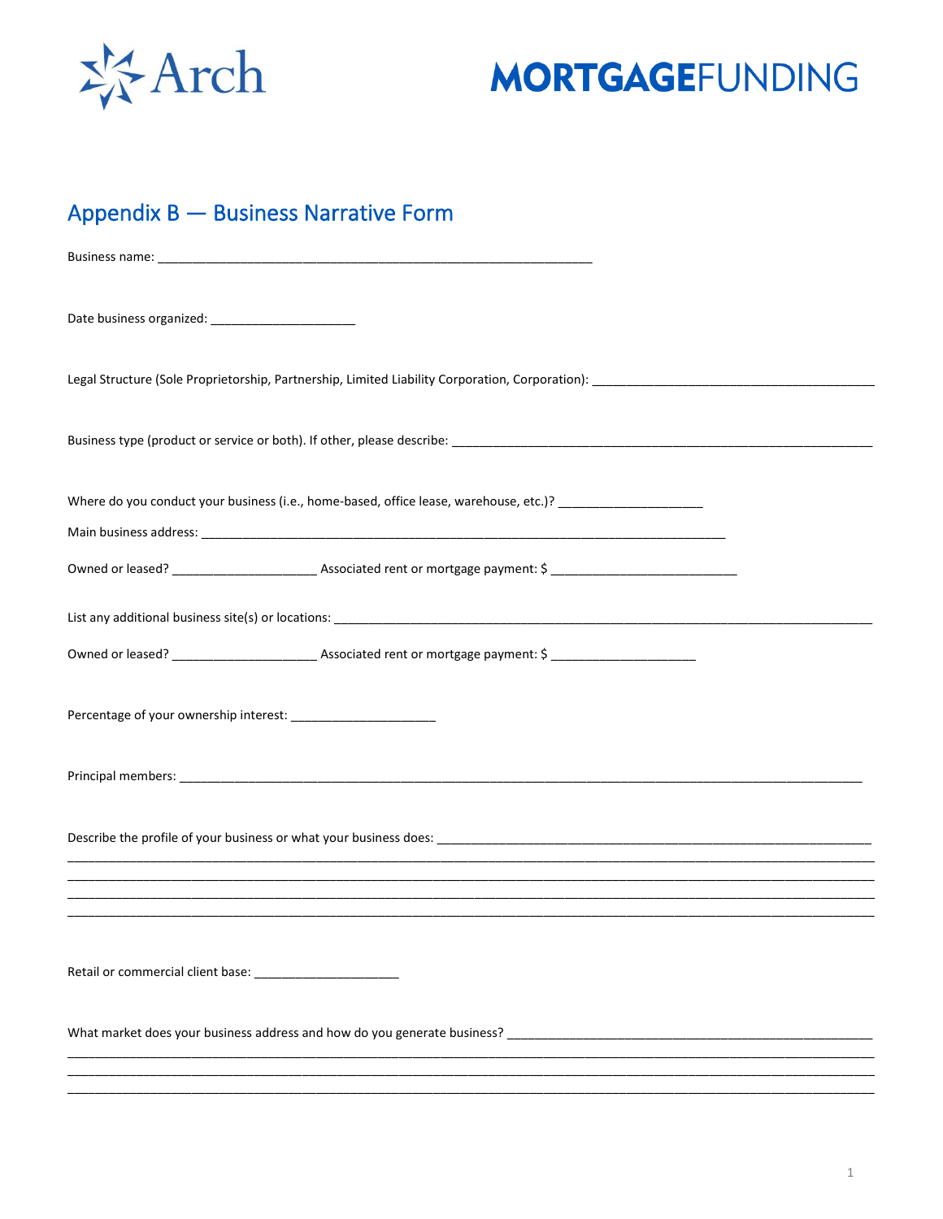Arch MORTGAGEFUNDING

## Appendix B — Business Narrative Form

Business name: _______________________________________________________________

Date business organized: _____________________

Legal Structure (Sole Proprietorship, Partnership, Limited Liability Corporation, Corporation): _________________________________________

Business type (product or service or both). If other, please describe: ______________________________________________________________

Where do you conduct your business (i.e., home-based, office lease, warehouse, etc.)? _____________________

Main business address: ____________________________________________________________________________

Owned or leased? _____________________ Associated rent or mortgage payment: $ ___________________________

List any additional business site(s) or locations: ____________________________________________________________________________

Owned or leased? _____________________ Associated rent or mortgage payment: $ _____________________

Percentage of your ownership interest: _____________________

Principal members: ________________________________________________________________________________________________

Describe the profile of your business or what your business does: ________________________________________________________________
____________________________________________________________________________________________________________________
____________________________________________________________________________________________________________________
____________________________________________________________________________________________________________________
____________________________________________________________________________________________________________________

Retail or commercial client base: _____________________

What market does your business address and how do you generate business? ____________________________________________________
____________________________________________________________________________________________________________________
____________________________________________________________________________________________________________________
____________________________________________________________________________________________________________________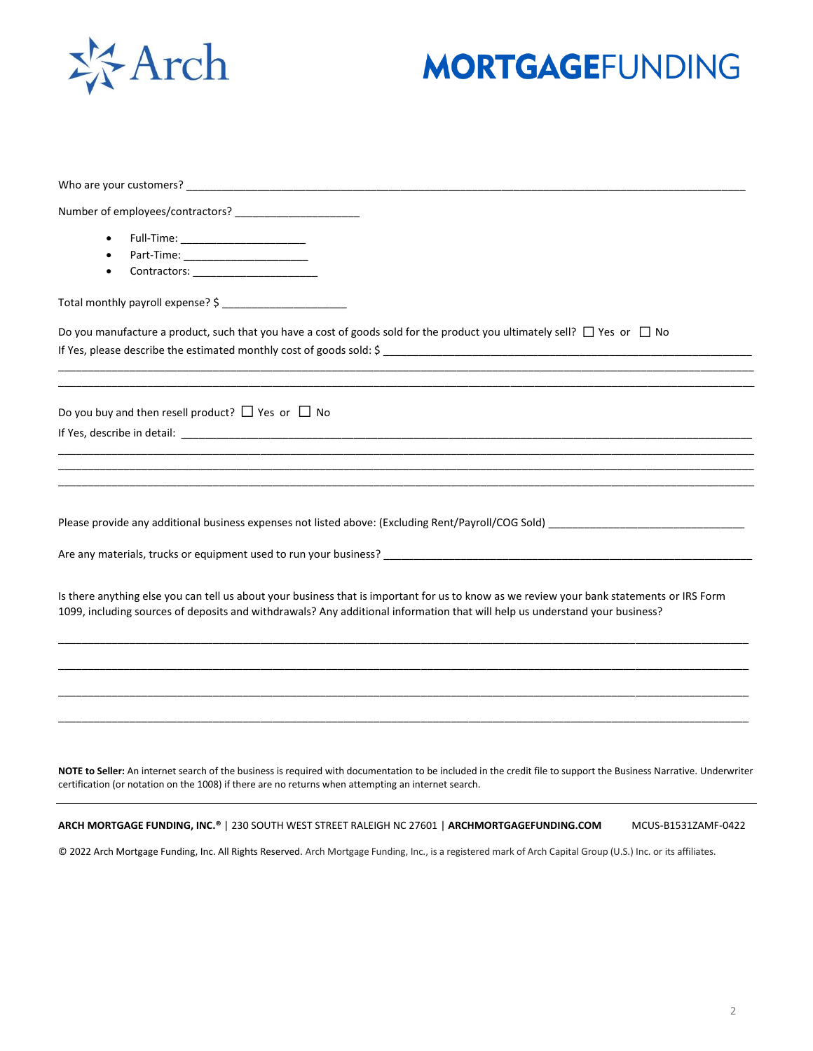Arch MORTGAGEFUNDING

Who are your customers? ______________________________________________________________________________________

Number of employees/contractors? ____________________

- Full-Time: ____________________
- Part-Time: ____________________
- Contractors: ____________________

Total monthly payroll expense? $ ____________________

Do you manufacture a product, such that you have a cost of goods sold for the product you ultimately sell? ☐ Yes or ☐ No

If Yes, please describe the estimated monthly cost of goods sold: $ ____________________________________________________________

________________________________________________________________________________________________________________

________________________________________________________________________________________________________________

Do you buy and then resell product? ☐ Yes or ☐ No

If Yes, describe in detail: _____________________________________________________________________________________________

________________________________________________________________________________________________________________

________________________________________________________________________________________________________________

________________________________________________________________________________________________________________

Please provide any additional business expenses not listed above: (Excluding Rent/Payroll/COG Sold) ________________________________

Are any materials, trucks or equipment used to run your business? ______________________________________________________________

Is there anything else you can tell us about your business that is important for us to know as we review your bank statements or IRS Form 1099, including sources of deposits and withdrawals? Any additional information that will help us understand your business?

________________________________________________________________________________________________________________

________________________________________________________________________________________________________________

________________________________________________________________________________________________________________

________________________________________________________________________________________________________________

**NOTE to Seller:** An internet search of the business is required with documentation to be included in the credit file to support the Business Narrative. Underwriter certification (or notation on the 1008) if there are no returns when attempting an internet search.

---

**ARCH MORTGAGE FUNDING, INC.®** | 230 SOUTH WEST STREET RALEIGH NC 27601 | **ARCHMORTGAGEFUNDING.COM** MCUS-B1531ZAMF-0422

© 2022 Arch Mortgage Funding, Inc. All Rights Reserved. Arch Mortgage Funding, Inc., is a registered mark of Arch Capital Group (U.S.) Inc. or its affiliates.